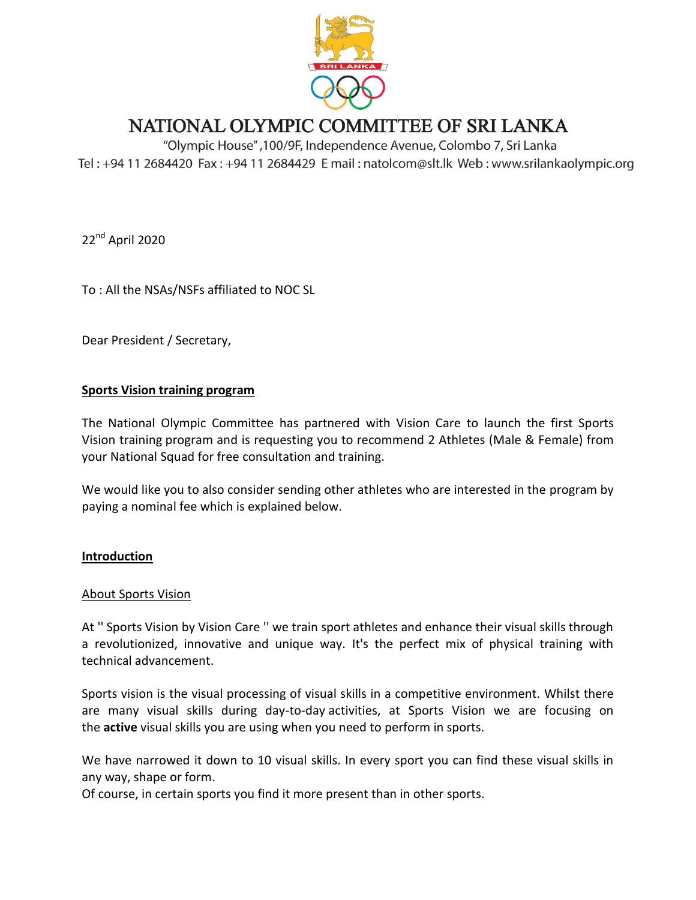# NATIONAL OLYMPIC COMMITTEE OF SRI LANKA

"Olympic House",100/9F, Independence Avenue, Colombo 7, Sri Lanka
Tel : +94 11 2684420 Fax : +94 11 2684429 E mail : natolcom@slt.lk Web : www.srilankaolympic.org

22nd April 2020

To : All the NSAs/NSFs affiliated to NOC SL

Dear President / Secretary,

**Sports Vision training program**

The National Olympic Committee has partnered with Vision Care to launch the first Sports Vision training program and is requesting you to recommend 2 Athletes (Male & Female) from your National Squad for free consultation and training.

We would like you to also consider sending other athletes who are interested in the program by paying a nominal fee which is explained below.

**Introduction**

About Sports Vision

At '' Sports Vision by Vision Care '' we train sport athletes and enhance their visual skills through a revolutionized, innovative and unique way. It's the perfect mix of physical training with technical advancement.

Sports vision is the visual processing of visual skills in a competitive environment. Whilst there are many visual skills during day-to-day activities, at Sports Vision we are focusing on the **active** visual skills you are using when you need to perform in sports.

We have narrowed it down to 10 visual skills. In every sport you can find these visual skills in any way, shape or form.
Of course, in certain sports you find it more present than in other sports.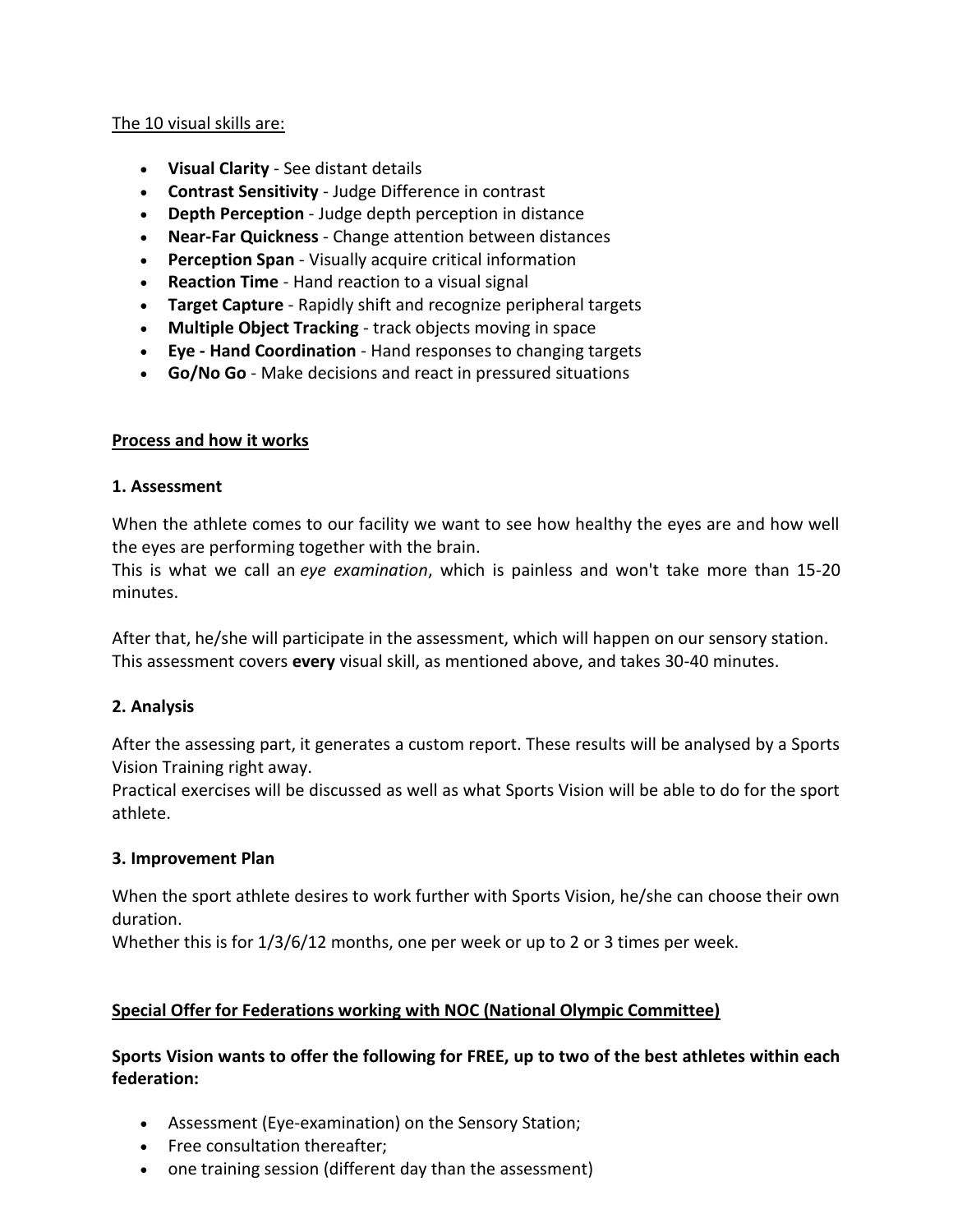The 10 visual skills are:

- **Visual Clarity** - See distant details
- **Contrast Sensitivity** - Judge Difference in contrast
- **Depth Perception** - Judge depth perception in distance
- **Near-Far Quickness** - Change attention between distances
- **Perception Span** - Visually acquire critical information
- **Reaction Time** - Hand reaction to a visual signal
- **Target Capture** - Rapidly shift and recognize peripheral targets
- **Multiple Object Tracking** - track objects moving in space
- **Eye - Hand Coordination** - Hand responses to changing targets
- **Go/No Go** - Make decisions and react in pressured situations

## Process and how it works

### 1. Assessment

When the athlete comes to our facility we want to see how healthy the eyes are and how well the eyes are performing together with the brain.
This is what we call an *eye examination*, which is painless and won't take more than 15-20 minutes.

After that, he/she will participate in the assessment, which will happen on our sensory station. This assessment covers **every** visual skill, as mentioned above, and takes 30-40 minutes.

### 2. Analysis

After the assessing part, it generates a custom report. These results will be analysed by a Sports Vision Training right away.
Practical exercises will be discussed as well as what Sports Vision will be able to do for the sport athlete.

### 3. Improvement Plan

When the sport athlete desires to work further with Sports Vision, he/she can choose their own duration.
Whether this is for 1/3/6/12 months, one per week or up to 2 or 3 times per week.

## Special Offer for Federations working with NOC (National Olympic Committee)

**Sports Vision wants to offer the following for FREE, up to two of the best athletes within each federation:**

- Assessment (Eye-examination) on the Sensory Station;
- Free consultation thereafter;
- one training session (different day than the assessment)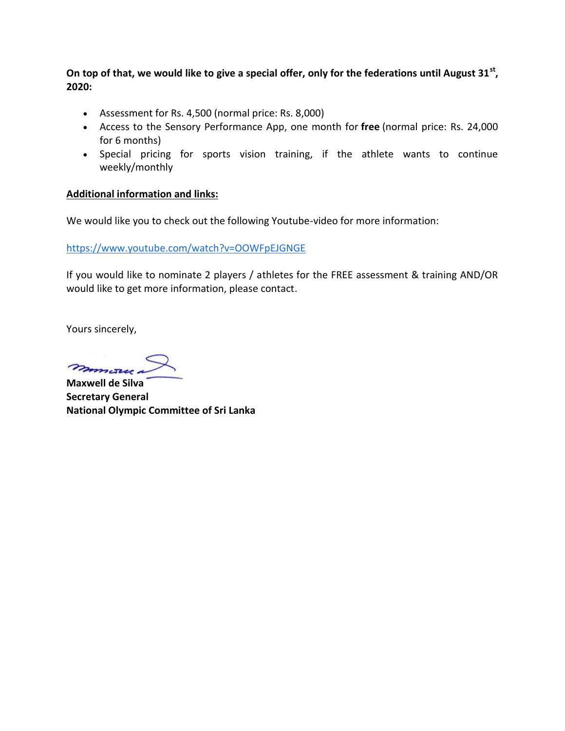**On top of that, we would like to give a special offer, only for the federations until August 31st, 2020:**

- Assessment for Rs. 4,500 (normal price: Rs. 8,000)
- Access to the Sensory Performance App, one month for **free** (normal price: Rs. 24,000 for 6 months)
- Special pricing for sports vision training, if the athlete wants to continue weekly/monthly

**Additional information and links:**

We would like you to check out the following Youtube-video for more information:

https://www.youtube.com/watch?v=OOWFpEJGNGE

If you would like to nominate 2 players / athletes for the FREE assessment & training AND/OR would like to get more information, please contact.

Yours sincerely,

**Maxwell de Silva**
**Secretary General**
**National Olympic Committee of Sri Lanka**